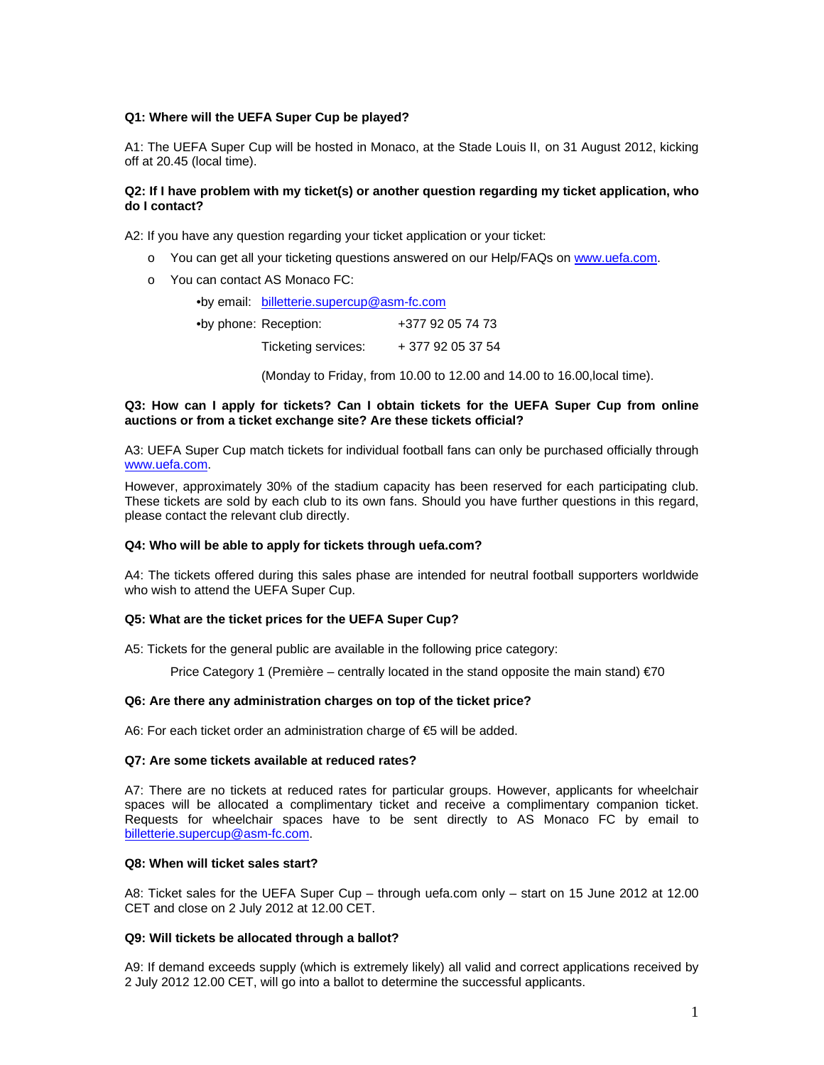**Q1: Where will the UEFA Super Cup be played?**

A1: The UEFA Super Cup will be hosted in Monaco, at the Stade Louis II, on 31 August 2012, kicking off at 20.45 (local time).

**Q2: If I have problem with my ticket(s) or another question regarding my ticket application, who do I contact?**

A2: If you have any question regarding your ticket application or your ticket:

- You can get all your ticketing questions answered on our Help/FAQs on www.uefa.com.
- You can contact AS Monaco FC:
  - •by email: billetterie.supercup@asm-fc.com
  - •by phone: Reception: +377 92 05 74 73
  - Ticketing services: + 377 92 05 37 54
  - (Monday to Friday, from 10.00 to 12.00 and 14.00 to 16.00,local time).

**Q3: How can I apply for tickets? Can I obtain tickets for the UEFA Super Cup from online auctions or from a ticket exchange site? Are these tickets official?**

A3: UEFA Super Cup match tickets for individual football fans can only be purchased officially through www.uefa.com.

However, approximately 30% of the stadium capacity has been reserved for each participating club. These tickets are sold by each club to its own fans. Should you have further questions in this regard, please contact the relevant club directly.

**Q4: Who will be able to apply for tickets through uefa.com?**

A4: The tickets offered during this sales phase are intended for neutral football supporters worldwide who wish to attend the UEFA Super Cup.

**Q5: What are the ticket prices for the UEFA Super Cup?**

A5: Tickets for the general public are available in the following price category:

Price Category 1 (Première – centrally located in the stand opposite the main stand) €70

**Q6: Are there any administration charges on top of the ticket price?**

A6: For each ticket order an administration charge of €5 will be added.

**Q7: Are some tickets available at reduced rates?**

A7: There are no tickets at reduced rates for particular groups. However, applicants for wheelchair spaces will be allocated a complimentary ticket and receive a complimentary companion ticket. Requests for wheelchair spaces have to be sent directly to AS Monaco FC by email to billetterie.supercup@asm-fc.com.

**Q8: When will ticket sales start?**

A8: Ticket sales for the UEFA Super Cup – through uefa.com only – start on 15 June 2012 at 12.00 CET and close on 2 July 2012 at 12.00 CET.

**Q9: Will tickets be allocated through a ballot?**

A9: If demand exceeds supply (which is extremely likely) all valid and correct applications received by 2 July 2012 12.00 CET, will go into a ballot to determine the successful applicants.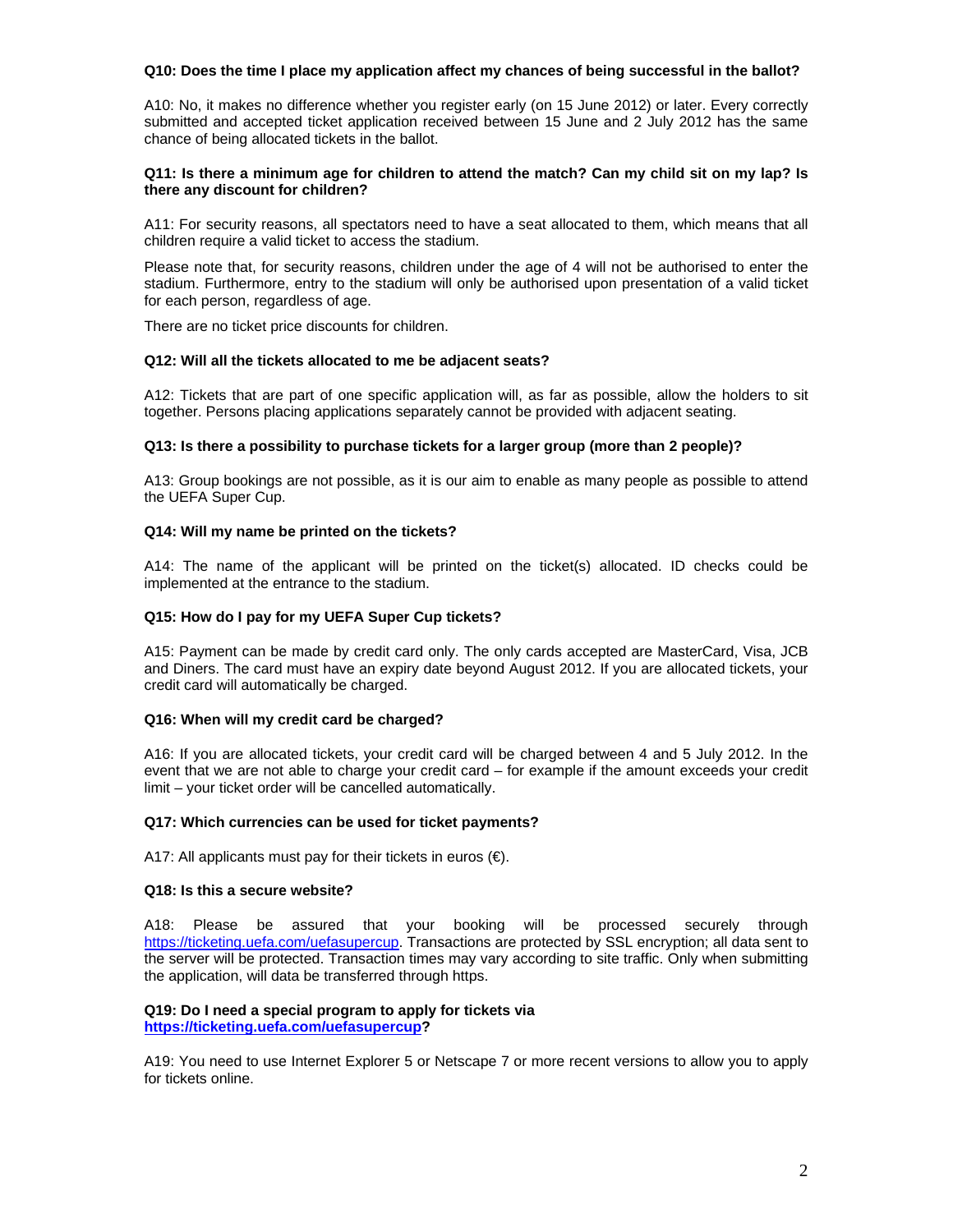**Q10: Does the time I place my application affect my chances of being successful in the ballot?**

A10: No, it makes no difference whether you register early (on 15 June 2012) or later. Every correctly submitted and accepted ticket application received between 15 June and 2 July 2012 has the same chance of being allocated tickets in the ballot.

**Q11: Is there a minimum age for children to attend the match? Can my child sit on my lap? Is there any discount for children?**

A11: For security reasons, all spectators need to have a seat allocated to them, which means that all children require a valid ticket to access the stadium.

Please note that, for security reasons, children under the age of 4 will not be authorised to enter the stadium. Furthermore, entry to the stadium will only be authorised upon presentation of a valid ticket for each person, regardless of age.

There are no ticket price discounts for children.

**Q12: Will all the tickets allocated to me be adjacent seats?**

A12: Tickets that are part of one specific application will, as far as possible, allow the holders to sit together. Persons placing applications separately cannot be provided with adjacent seating.

**Q13: Is there a possibility to purchase tickets for a larger group (more than 2 people)?**

A13: Group bookings are not possible, as it is our aim to enable as many people as possible to attend the UEFA Super Cup.

**Q14: Will my name be printed on the tickets?**

A14: The name of the applicant will be printed on the ticket(s) allocated. ID checks could be implemented at the entrance to the stadium.

**Q15: How do I pay for my UEFA Super Cup tickets?**

A15: Payment can be made by credit card only. The only cards accepted are MasterCard, Visa, JCB and Diners. The card must have an expiry date beyond August 2012. If you are allocated tickets, your credit card will automatically be charged.

**Q16: When will my credit card be charged?**

A16: If you are allocated tickets, your credit card will be charged between 4 and 5 July 2012. In the event that we are not able to charge your credit card – for example if the amount exceeds your credit limit – your ticket order will be cancelled automatically.

**Q17: Which currencies can be used for ticket payments?**

A17: All applicants must pay for their tickets in euros (€).

**Q18: Is this a secure website?**

A18: Please be assured that your booking will be processed securely through [https://ticketing.uefa.com/uefasupercup](https://ticketing.uefa.com/uefasupercup). Transactions are protected by SSL encryption; all data sent to the server will be protected. Transaction times may vary according to site traffic. Only when submitting the application, will data be transferred through https.

**Q19: Do I need a special program to apply for tickets via [https://ticketing.uefa.com/uefasupercup](https://ticketing.uefa.com/uefasupercup)?**

A19: You need to use Internet Explorer 5 or Netscape 7 or more recent versions to allow you to apply for tickets online.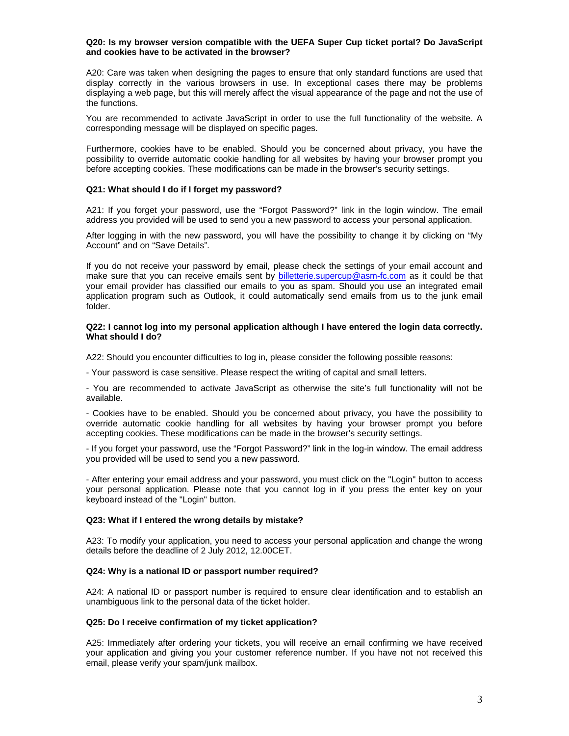**Q20: Is my browser version compatible with the UEFA Super Cup ticket portal? Do JavaScript and cookies have to be activated in the browser?**

A20: Care was taken when designing the pages to ensure that only standard functions are used that display correctly in the various browsers in use. In exceptional cases there may be problems displaying a web page, but this will merely affect the visual appearance of the page and not the use of the functions.

You are recommended to activate JavaScript in order to use the full functionality of the website. A corresponding message will be displayed on specific pages.

Furthermore, cookies have to be enabled. Should you be concerned about privacy, you have the possibility to override automatic cookie handling for all websites by having your browser prompt you before accepting cookies. These modifications can be made in the browser's security settings.

**Q21: What should I do if I forget my password?**

A21: If you forget your password, use the "Forgot Password?" link in the login window. The email address you provided will be used to send you a new password to access your personal application.

After logging in with the new password, you will have the possibility to change it by clicking on "My Account" and on "Save Details".

If you do not receive your password by email, please check the settings of your email account and make sure that you can receive emails sent by billetterie.supercup@asm-fc.com as it could be that your email provider has classified our emails to you as spam. Should you use an integrated email application program such as Outlook, it could automatically send emails from us to the junk email folder.

**Q22: I cannot log into my personal application although I have entered the login data correctly. What should I do?**

A22: Should you encounter difficulties to log in, please consider the following possible reasons:

- Your password is case sensitive. Please respect the writing of capital and small letters.

- You are recommended to activate JavaScript as otherwise the site's full functionality will not be available.

- Cookies have to be enabled. Should you be concerned about privacy, you have the possibility to override automatic cookie handling for all websites by having your browser prompt you before accepting cookies. These modifications can be made in the browser's security settings.

- If you forget your password, use the "Forgot Password?" link in the log-in window. The email address you provided will be used to send you a new password.

- After entering your email address and your password, you must click on the "Login" button to access your personal application. Please note that you cannot log in if you press the enter key on your keyboard instead of the "Login" button.

**Q23: What if I entered the wrong details by mistake?**

A23: To modify your application, you need to access your personal application and change the wrong details before the deadline of 2 July 2012, 12.00CET.

**Q24: Why is a national ID or passport number required?**

A24: A national ID or passport number is required to ensure clear identification and to establish an unambiguous link to the personal data of the ticket holder.

**Q25: Do I receive confirmation of my ticket application?**

A25: Immediately after ordering your tickets, you will receive an email confirming we have received your application and giving you your customer reference number. If you have not not received this email, please verify your spam/junk mailbox.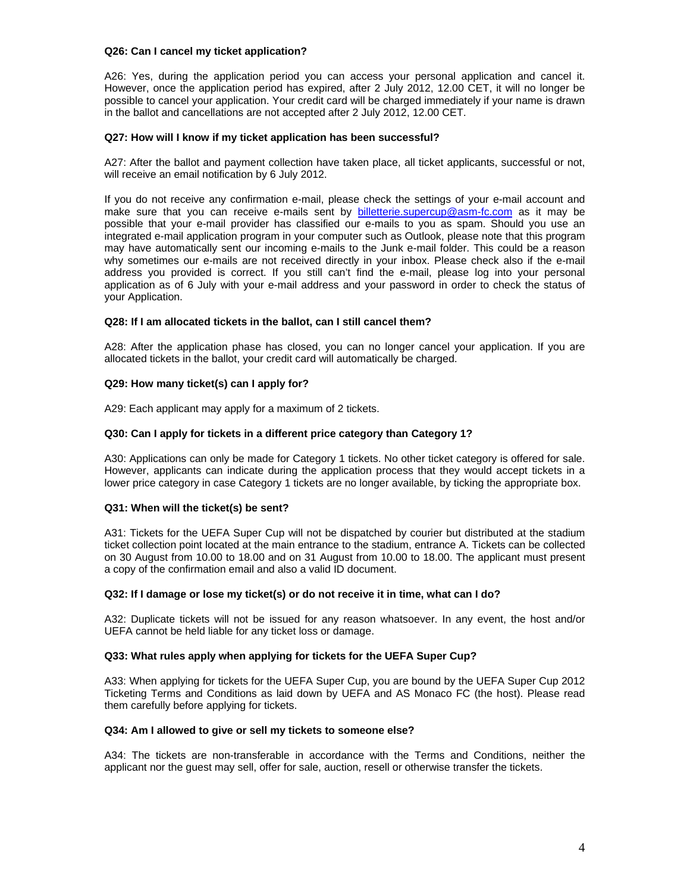**Q26: Can I cancel my ticket application?**

A26: Yes, during the application period you can access your personal application and cancel it. However, once the application period has expired, after 2 July 2012, 12.00 CET, it will no longer be possible to cancel your application. Your credit card will be charged immediately if your name is drawn in the ballot and cancellations are not accepted after 2 July 2012, 12.00 CET.

**Q27: How will I know if my ticket application has been successful?**

A27: After the ballot and payment collection have taken place, all ticket applicants, successful or not, will receive an email notification by 6 July 2012.

If you do not receive any confirmation e-mail, please check the settings of your e-mail account and make sure that you can receive e-mails sent by billetterie.supercup@asm-fc.com as it may be possible that your e-mail provider has classified our e-mails to you as spam. Should you use an integrated e-mail application program in your computer such as Outlook, please note that this program may have automatically sent our incoming e-mails to the Junk e-mail folder. This could be a reason why sometimes our e-mails are not received directly in your inbox. Please check also if the e-mail address you provided is correct. If you still can't find the e-mail, please log into your personal application as of 6 July with your e-mail address and your password in order to check the status of your Application.

**Q28: If I am allocated tickets in the ballot, can I still cancel them?**

A28: After the application phase has closed, you can no longer cancel your application. If you are allocated tickets in the ballot, your credit card will automatically be charged.

**Q29: How many ticket(s) can I apply for?**

A29: Each applicant may apply for a maximum of 2 tickets.

**Q30: Can I apply for tickets in a different price category than Category 1?**

A30: Applications can only be made for Category 1 tickets. No other ticket category is offered for sale. However, applicants can indicate during the application process that they would accept tickets in a lower price category in case Category 1 tickets are no longer available, by ticking the appropriate box.

**Q31: When will the ticket(s) be sent?**

A31: Tickets for the UEFA Super Cup will not be dispatched by courier but distributed at the stadium ticket collection point located at the main entrance to the stadium, entrance A. Tickets can be collected on 30 August from 10.00 to 18.00 and on 31 August from 10.00 to 18.00. The applicant must present a copy of the confirmation email and also a valid ID document.

**Q32: If I damage or lose my ticket(s) or do not receive it in time, what can I do?**

A32: Duplicate tickets will not be issued for any reason whatsoever. In any event, the host and/or UEFA cannot be held liable for any ticket loss or damage.

**Q33: What rules apply when applying for tickets for the UEFA Super Cup?**

A33: When applying for tickets for the UEFA Super Cup, you are bound by the UEFA Super Cup 2012 Ticketing Terms and Conditions as laid down by UEFA and AS Monaco FC (the host). Please read them carefully before applying for tickets.

**Q34: Am I allowed to give or sell my tickets to someone else?**

A34: The tickets are non-transferable in accordance with the Terms and Conditions, neither the applicant nor the guest may sell, offer for sale, auction, resell or otherwise transfer the tickets.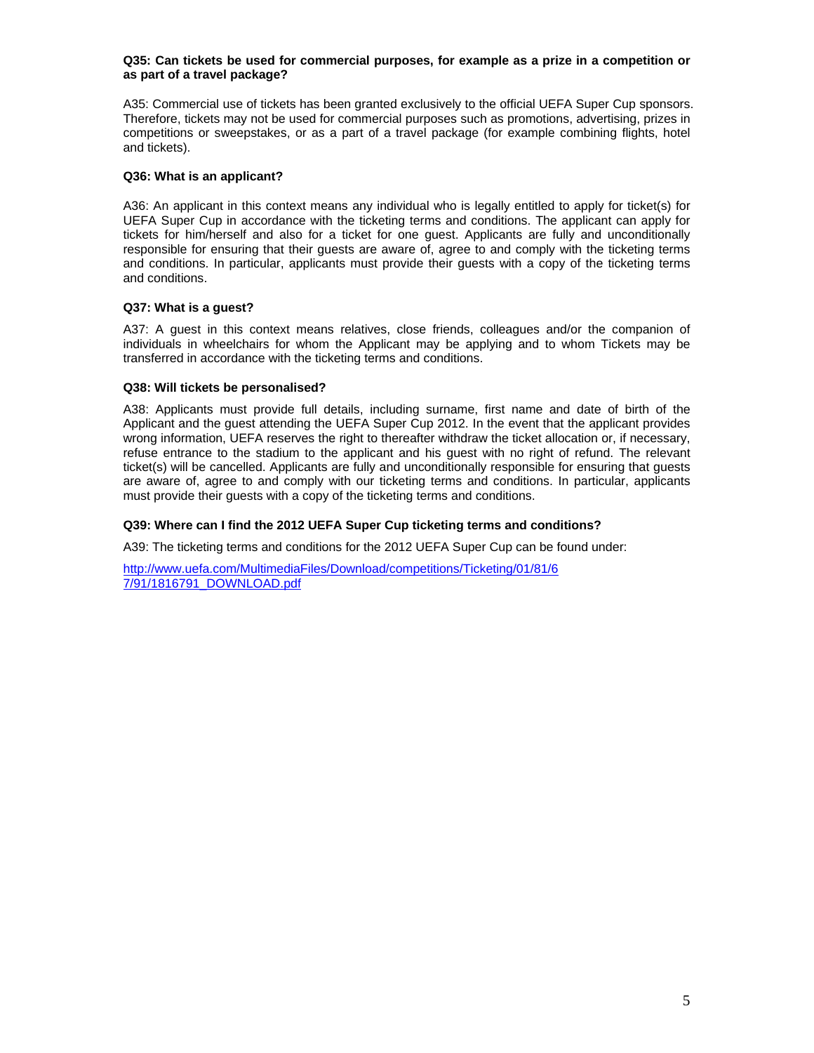**Q35: Can tickets be used for commercial purposes, for example as a prize in a competition or as part of a travel package?**

A35: Commercial use of tickets has been granted exclusively to the official UEFA Super Cup sponsors. Therefore, tickets may not be used for commercial purposes such as promotions, advertising, prizes in competitions or sweepstakes, or as a part of a travel package (for example combining flights, hotel and tickets).

**Q36: What is an applicant?**

A36: An applicant in this context means any individual who is legally entitled to apply for ticket(s) for UEFA Super Cup in accordance with the ticketing terms and conditions. The applicant can apply for tickets for him/herself and also for a ticket for one guest. Applicants are fully and unconditionally responsible for ensuring that their guests are aware of, agree to and comply with the ticketing terms and conditions. In particular, applicants must provide their guests with a copy of the ticketing terms and conditions.

**Q37: What is a guest?**

A37: A guest in this context means relatives, close friends, colleagues and/or the companion of individuals in wheelchairs for whom the Applicant may be applying and to whom Tickets may be transferred in accordance with the ticketing terms and conditions.

**Q38: Will tickets be personalised?**

A38: Applicants must provide full details, including surname, first name and date of birth of the Applicant and the guest attending the UEFA Super Cup 2012. In the event that the applicant provides wrong information, UEFA reserves the right to thereafter withdraw the ticket allocation or, if necessary, refuse entrance to the stadium to the applicant and his guest with no right of refund. The relevant ticket(s) will be cancelled. Applicants are fully and unconditionally responsible for ensuring that guests are aware of, agree to and comply with our ticketing terms and conditions. In particular, applicants must provide their guests with a copy of the ticketing terms and conditions.

**Q39: Where can I find the 2012 UEFA Super Cup ticketing terms and conditions?**

A39: The ticketing terms and conditions for the 2012 UEFA Super Cup can be found under:

http://www.uefa.com/MultimediaFiles/Download/competitions/Ticketing/01/81/67/91/1816791_DOWNLOAD.pdf